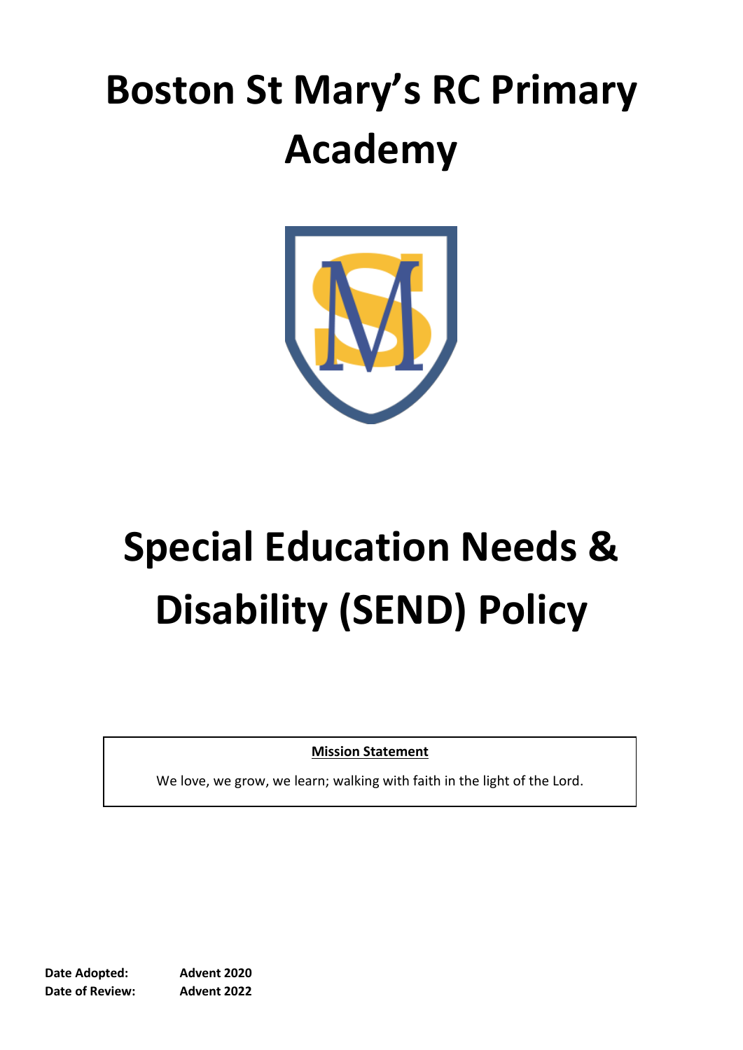# Boston St Mary's RC Primary Academy

# Special Education Needs & Disability (SEND) Policy

**Mission Statement**

We love, we grow, we learn; walking with faith in the light of the Lord.

**Date Adopted:** **Advent 2020**
**Date of Review:** **Advent 2022**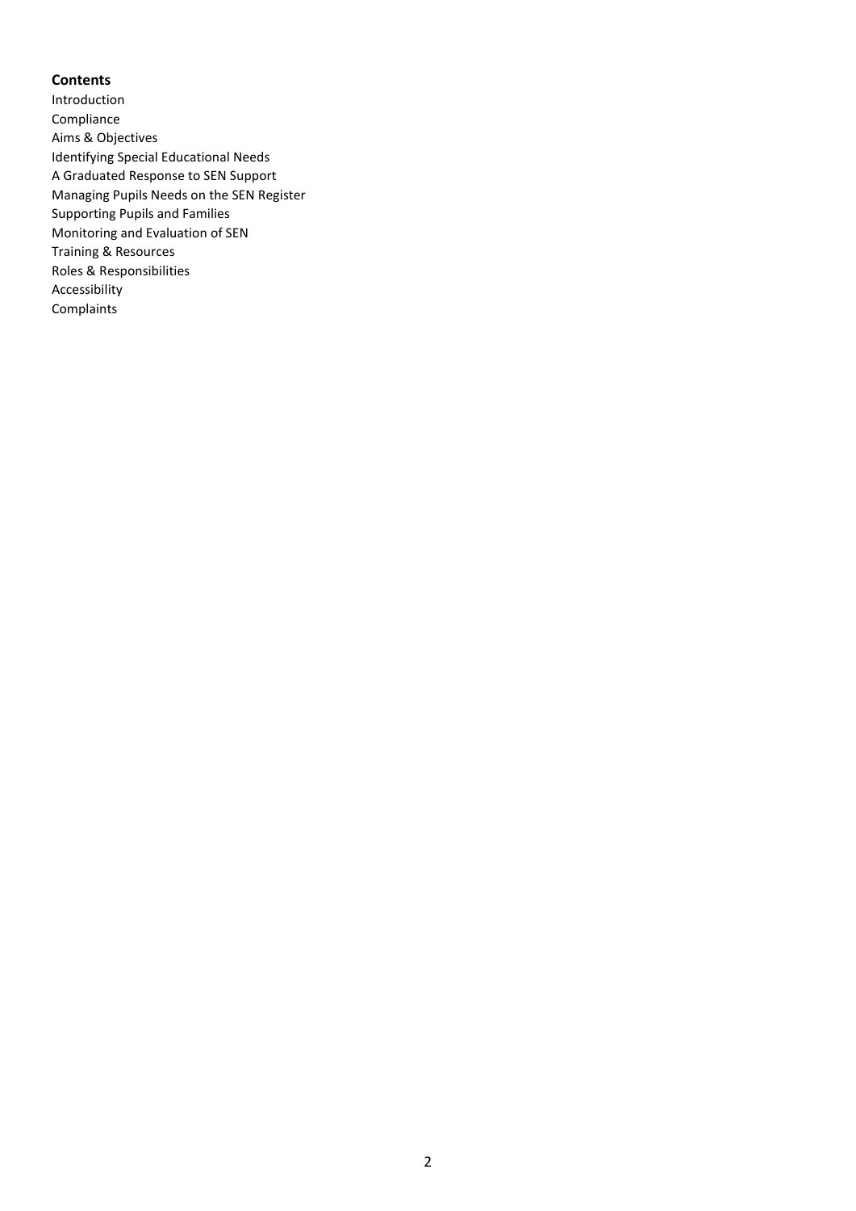**Contents**

Introduction
Compliance
Aims & Objectives
Identifying Special Educational Needs
A Graduated Response to SEN Support
Managing Pupils Needs on the SEN Register
Supporting Pupils and Families
Monitoring and Evaluation of SEN
Training & Resources
Roles & Responsibilities
Accessibility
Complaints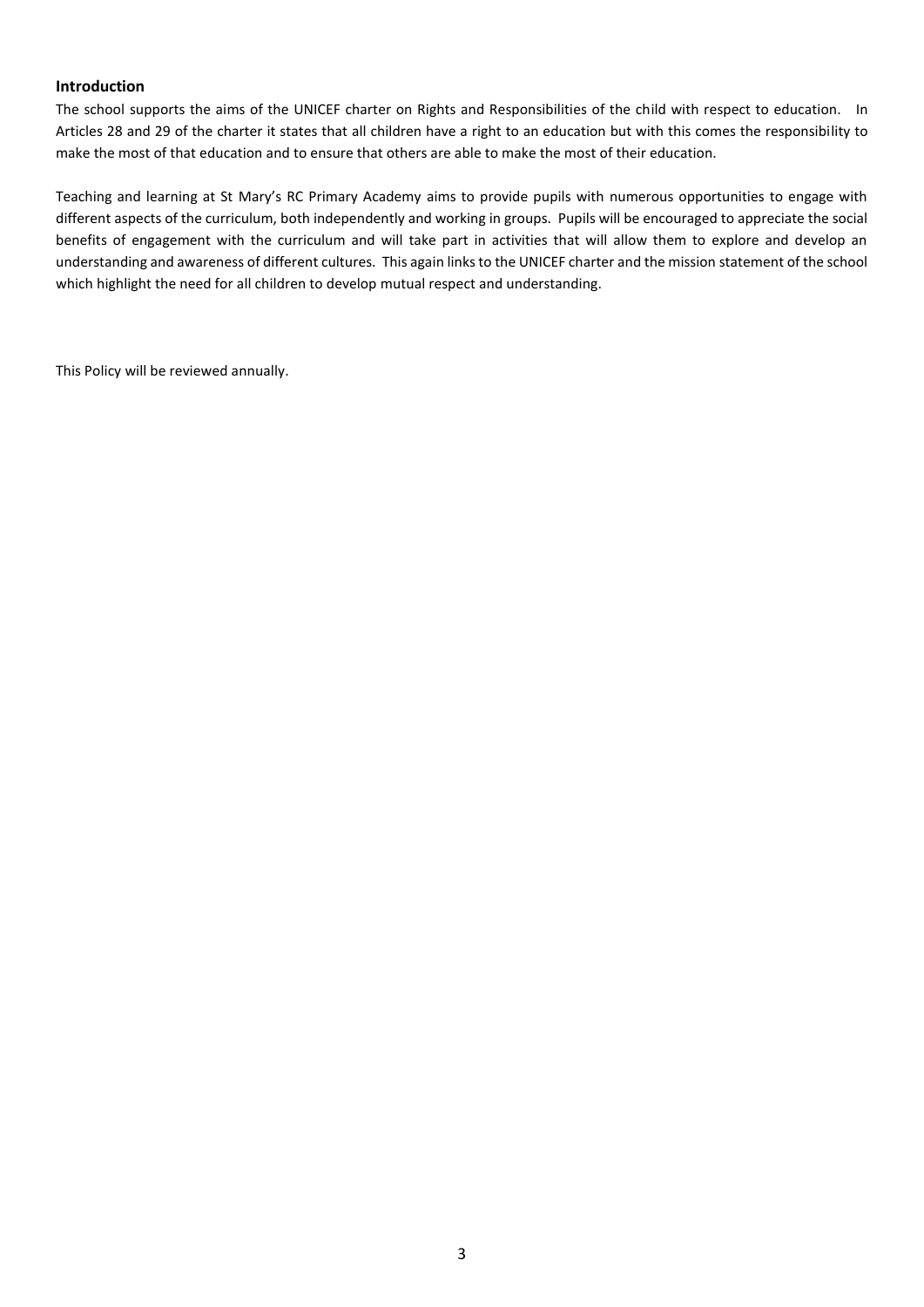## Introduction

The school supports the aims of the UNICEF charter on Rights and Responsibilities of the child with respect to education. In Articles 28 and 29 of the charter it states that all children have a right to an education but with this comes the responsibility to make the most of that education and to ensure that others are able to make the most of their education.

Teaching and learning at St Mary's RC Primary Academy aims to provide pupils with numerous opportunities to engage with different aspects of the curriculum, both independently and working in groups. Pupils will be encouraged to appreciate the social benefits of engagement with the curriculum and will take part in activities that will allow them to explore and develop an understanding and awareness of different cultures. This again links to the UNICEF charter and the mission statement of the school which highlight the need for all children to develop mutual respect and understanding.

This Policy will be reviewed annually.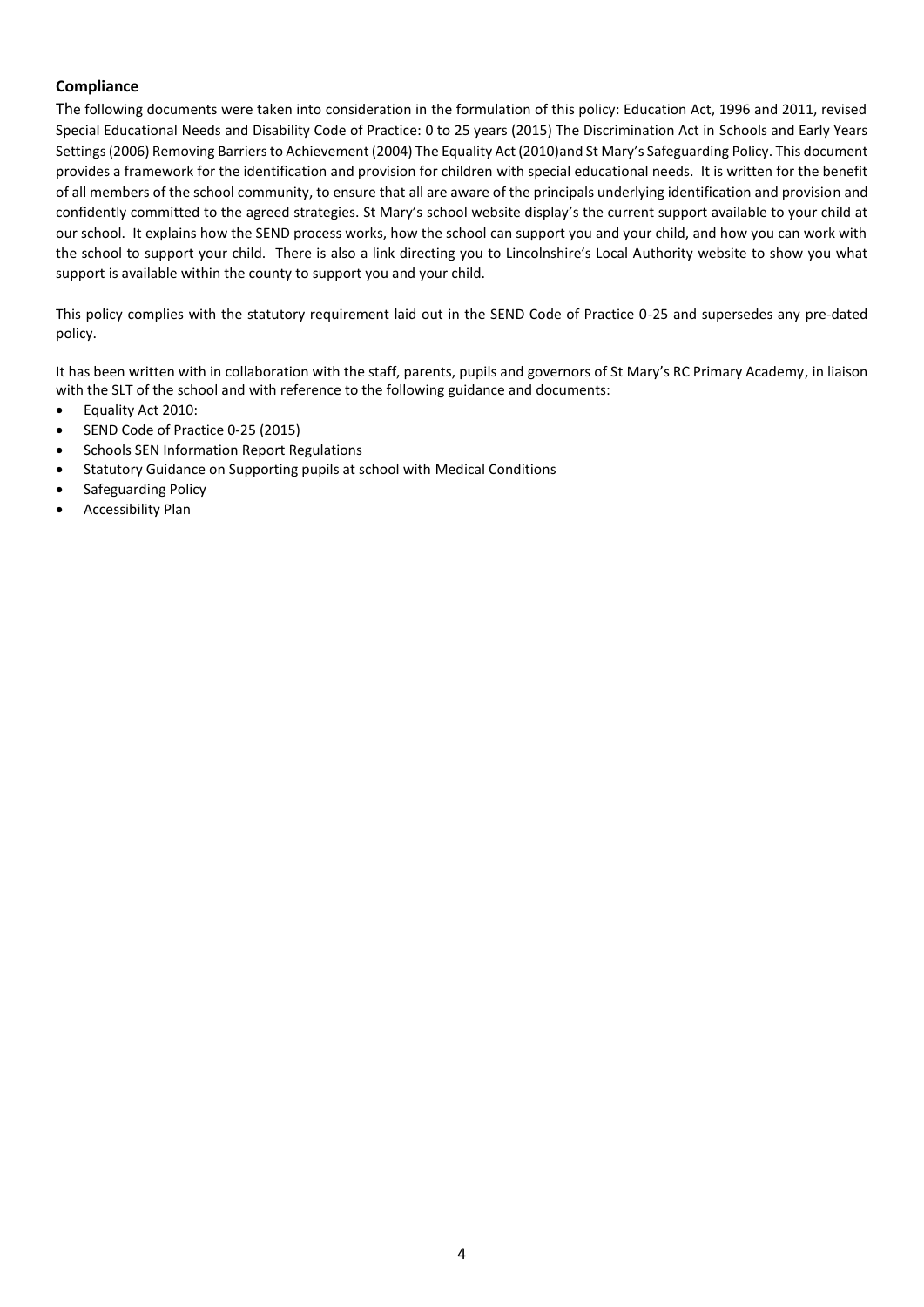**Compliance**

The following documents were taken into consideration in the formulation of this policy: Education Act, 1996 and 2011, revised Special Educational Needs and Disability Code of Practice: 0 to 25 years (2015) The Discrimination Act in Schools and Early Years Settings (2006) Removing Barriers to Achievement (2004) The Equality Act (2010)and St Mary's Safeguarding Policy. This document provides a framework for the identification and provision for children with special educational needs. It is written for the benefit of all members of the school community, to ensure that all are aware of the principals underlying identification and provision and confidently committed to the agreed strategies. St Mary's school website display's the current support available to your child at our school. It explains how the SEND process works, how the school can support you and your child, and how you can work with the school to support your child. There is also a link directing you to Lincolnshire's Local Authority website to show you what support is available within the county to support you and your child.

This policy complies with the statutory requirement laid out in the SEND Code of Practice 0-25 and supersedes any pre-dated policy.

It has been written with in collaboration with the staff, parents, pupils and governors of St Mary's RC Primary Academy, in liaison with the SLT of the school and with reference to the following guidance and documents:

- Equality Act 2010:
- SEND Code of Practice 0-25 (2015)
- Schools SEN Information Report Regulations
- Statutory Guidance on Supporting pupils at school with Medical Conditions
- Safeguarding Policy
- Accessibility Plan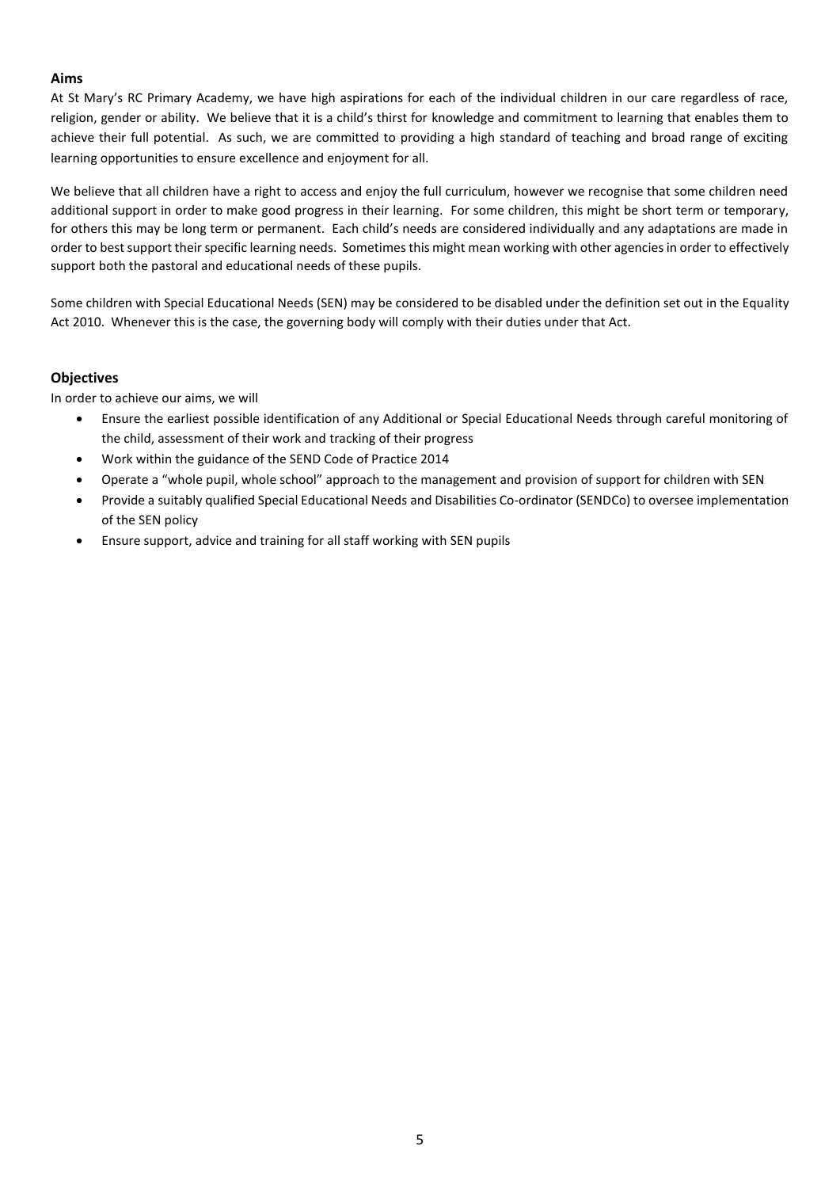## Aims

At St Mary's RC Primary Academy, we have high aspirations for each of the individual children in our care regardless of race, religion, gender or ability. We believe that it is a child's thirst for knowledge and commitment to learning that enables them to achieve their full potential. As such, we are committed to providing a high standard of teaching and broad range of exciting learning opportunities to ensure excellence and enjoyment for all.

We believe that all children have a right to access and enjoy the full curriculum, however we recognise that some children need additional support in order to make good progress in their learning. For some children, this might be short term or temporary, for others this may be long term or permanent. Each child's needs are considered individually and any adaptations are made in order to best support their specific learning needs. Sometimes this might mean working with other agencies in order to effectively support both the pastoral and educational needs of these pupils.

Some children with Special Educational Needs (SEN) may be considered to be disabled under the definition set out in the Equality Act 2010. Whenever this is the case, the governing body will comply with their duties under that Act.

## Objectives

In order to achieve our aims, we will

- Ensure the earliest possible identification of any Additional or Special Educational Needs through careful monitoring of the child, assessment of their work and tracking of their progress
- Work within the guidance of the SEND Code of Practice 2014
- Operate a "whole pupil, whole school" approach to the management and provision of support for children with SEN
- Provide a suitably qualified Special Educational Needs and Disabilities Co-ordinator (SENDCo) to oversee implementation of the SEN policy
- Ensure support, advice and training for all staff working with SEN pupils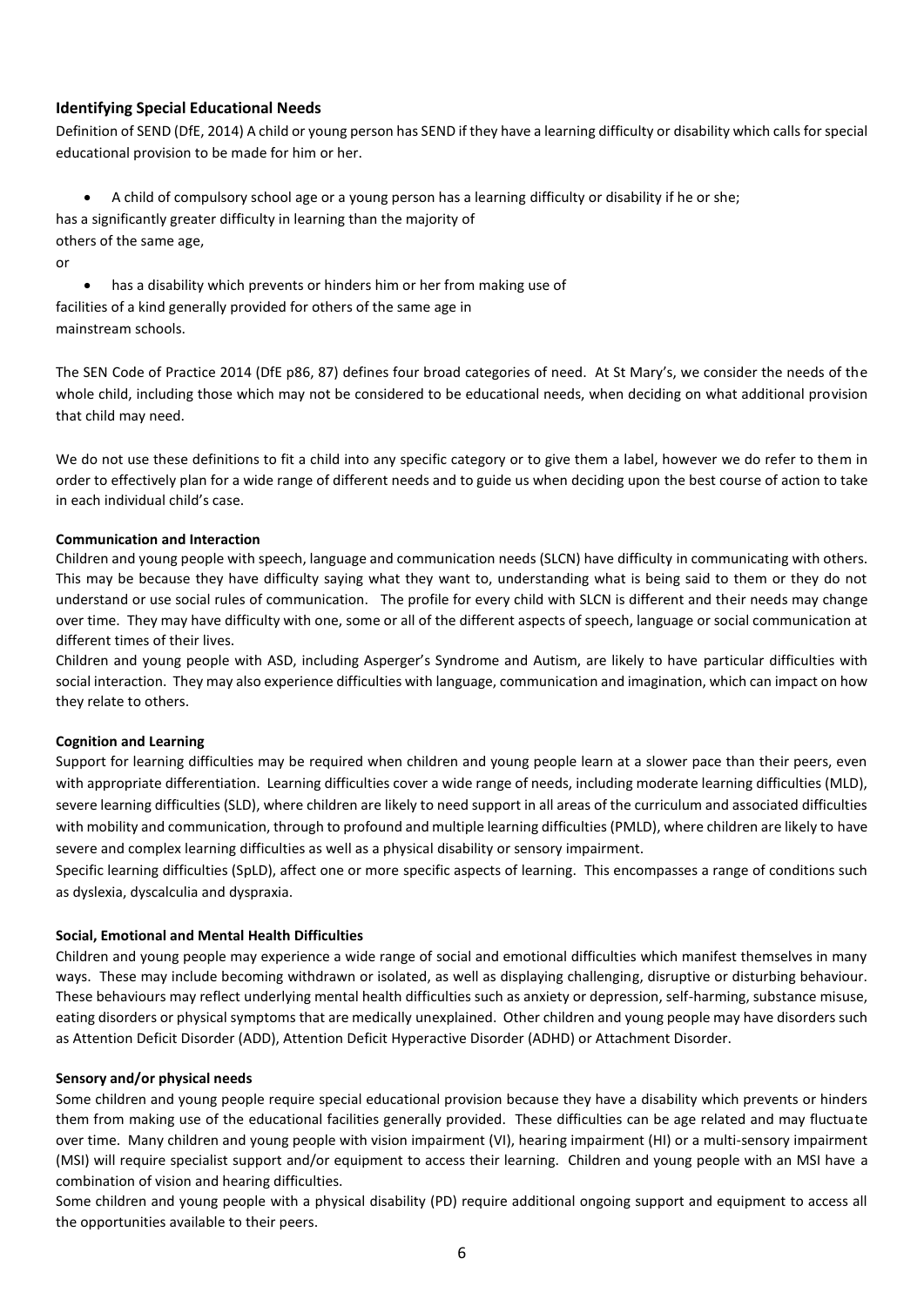## Identifying Special Educational Needs

Definition of SEND (DfE, 2014) A child or young person has SEND if they have a learning difficulty or disability which calls for special educational provision to be made for him or her.

- A child of compulsory school age or a young person has a learning difficulty or disability if he or she;

has a significantly greater difficulty in learning than the majority of others of the same age,

or

- has a disability which prevents or hinders him or her from making use of facilities of a kind generally provided for others of the same age in mainstream schools.

The SEN Code of Practice 2014 (DfE p86, 87) defines four broad categories of need. At St Mary's, we consider the needs of the whole child, including those which may not be considered to be educational needs, when deciding on what additional provision that child may need.

We do not use these definitions to fit a child into any specific category or to give them a label, however we do refer to them in order to effectively plan for a wide range of different needs and to guide us when deciding upon the best course of action to take in each individual child's case.

**Communication and Interaction**

Children and young people with speech, language and communication needs (SLCN) have difficulty in communicating with others. This may be because they have difficulty saying what they want to, understanding what is being said to them or they do not understand or use social rules of communication. The profile for every child with SLCN is different and their needs may change over time. They may have difficulty with one, some or all of the different aspects of speech, language or social communication at different times of their lives.

Children and young people with ASD, including Asperger's Syndrome and Autism, are likely to have particular difficulties with social interaction. They may also experience difficulties with language, communication and imagination, which can impact on how they relate to others.

**Cognition and Learning**

Support for learning difficulties may be required when children and young people learn at a slower pace than their peers, even with appropriate differentiation. Learning difficulties cover a wide range of needs, including moderate learning difficulties (MLD), severe learning difficulties (SLD), where children are likely to need support in all areas of the curriculum and associated difficulties with mobility and communication, through to profound and multiple learning difficulties (PMLD), where children are likely to have severe and complex learning difficulties as well as a physical disability or sensory impairment.

Specific learning difficulties (SpLD), affect one or more specific aspects of learning. This encompasses a range of conditions such as dyslexia, dyscalculia and dyspraxia.

**Social, Emotional and Mental Health Difficulties**

Children and young people may experience a wide range of social and emotional difficulties which manifest themselves in many ways. These may include becoming withdrawn or isolated, as well as displaying challenging, disruptive or disturbing behaviour. These behaviours may reflect underlying mental health difficulties such as anxiety or depression, self-harming, substance misuse, eating disorders or physical symptoms that are medically unexplained. Other children and young people may have disorders such as Attention Deficit Disorder (ADD), Attention Deficit Hyperactive Disorder (ADHD) or Attachment Disorder.

**Sensory and/or physical needs**

Some children and young people require special educational provision because they have a disability which prevents or hinders them from making use of the educational facilities generally provided. These difficulties can be age related and may fluctuate over time. Many children and young people with vision impairment (VI), hearing impairment (HI) or a multi-sensory impairment (MSI) will require specialist support and/or equipment to access their learning. Children and young people with an MSI have a combination of vision and hearing difficulties.

Some children and young people with a physical disability (PD) require additional ongoing support and equipment to access all the opportunities available to their peers.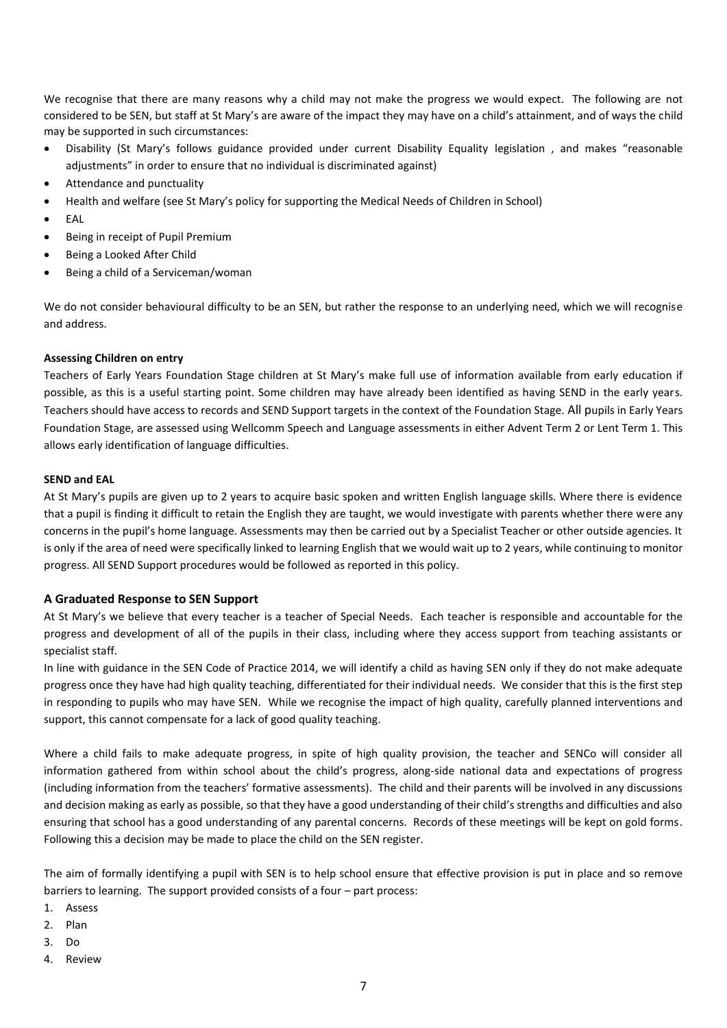We recognise that there are many reasons why a child may not make the progress we would expect. The following are not considered to be SEN, but staff at St Mary's are aware of the impact they may have on a child's attainment, and of ways the child may be supported in such circumstances:

- Disability (St Mary's follows guidance provided under current Disability Equality legislation , and makes "reasonable adjustments" in order to ensure that no individual is discriminated against)
- Attendance and punctuality
- Health and welfare (see St Mary's policy for supporting the Medical Needs of Children in School)
- EAL
- Being in receipt of Pupil Premium
- Being a Looked After Child
- Being a child of a Serviceman/woman

We do not consider behavioural difficulty to be an SEN, but rather the response to an underlying need, which we will recognise and address.

**Assessing Children on entry**

Teachers of Early Years Foundation Stage children at St Mary's make full use of information available from early education if possible, as this is a useful starting point. Some children may have already been identified as having SEND in the early years. Teachers should have access to records and SEND Support targets in the context of the Foundation Stage. All pupils in Early Years Foundation Stage, are assessed using Wellcomm Speech and Language assessments in either Advent Term 2 or Lent Term 1. This allows early identification of language difficulties.

**SEND and EAL**

At St Mary's pupils are given up to 2 years to acquire basic spoken and written English language skills. Where there is evidence that a pupil is finding it difficult to retain the English they are taught, we would investigate with parents whether there were any concerns in the pupil's home language. Assessments may then be carried out by a Specialist Teacher or other outside agencies. It is only if the area of need were specifically linked to learning English that we would wait up to 2 years, while continuing to monitor progress. All SEND Support procedures would be followed as reported in this policy.

## A Graduated Response to SEN Support

At St Mary's we believe that every teacher is a teacher of Special Needs. Each teacher is responsible and accountable for the progress and development of all of the pupils in their class, including where they access support from teaching assistants or specialist staff.

In line with guidance in the SEN Code of Practice 2014, we will identify a child as having SEN only if they do not make adequate progress once they have had high quality teaching, differentiated for their individual needs. We consider that this is the first step in responding to pupils who may have SEN. While we recognise the impact of high quality, carefully planned interventions and support, this cannot compensate for a lack of good quality teaching.

Where a child fails to make adequate progress, in spite of high quality provision, the teacher and SENCo will consider all information gathered from within school about the child's progress, along-side national data and expectations of progress (including information from the teachers' formative assessments). The child and their parents will be involved in any discussions and decision making as early as possible, so that they have a good understanding of their child's strengths and difficulties and also ensuring that school has a good understanding of any parental concerns. Records of these meetings will be kept on gold forms. Following this a decision may be made to place the child on the SEN register.

The aim of formally identifying a pupil with SEN is to help school ensure that effective provision is put in place and so remove barriers to learning. The support provided consists of a four – part process:

1. Assess
2. Plan
3. Do
4. Review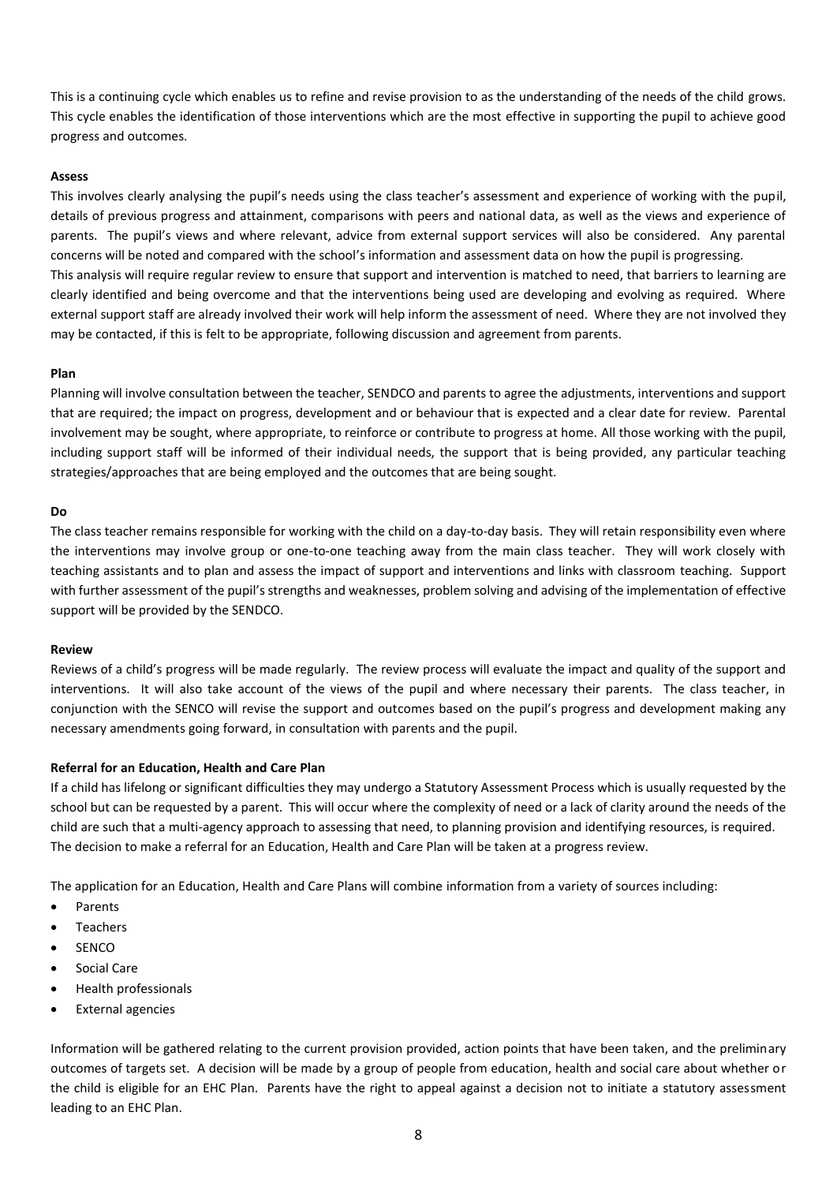This is a continuing cycle which enables us to refine and revise provision to as the understanding of the needs of the child grows. This cycle enables the identification of those interventions which are the most effective in supporting the pupil to achieve good progress and outcomes.

**Assess**

This involves clearly analysing the pupil's needs using the class teacher's assessment and experience of working with the pupil, details of previous progress and attainment, comparisons with peers and national data, as well as the views and experience of parents. The pupil's views and where relevant, advice from external support services will also be considered. Any parental concerns will be noted and compared with the school's information and assessment data on how the pupil is progressing.
This analysis will require regular review to ensure that support and intervention is matched to need, that barriers to learning are clearly identified and being overcome and that the interventions being used are developing and evolving as required. Where external support staff are already involved their work will help inform the assessment of need. Where they are not involved they may be contacted, if this is felt to be appropriate, following discussion and agreement from parents.

**Plan**

Planning will involve consultation between the teacher, SENDCO and parents to agree the adjustments, interventions and support that are required; the impact on progress, development and or behaviour that is expected and a clear date for review. Parental involvement may be sought, where appropriate, to reinforce or contribute to progress at home. All those working with the pupil, including support staff will be informed of their individual needs, the support that is being provided, any particular teaching strategies/approaches that are being employed and the outcomes that are being sought.

**Do**

The class teacher remains responsible for working with the child on a day-to-day basis. They will retain responsibility even where the interventions may involve group or one-to-one teaching away from the main class teacher. They will work closely with teaching assistants and to plan and assess the impact of support and interventions and links with classroom teaching. Support with further assessment of the pupil's strengths and weaknesses, problem solving and advising of the implementation of effective support will be provided by the SENDCO.

**Review**

Reviews of a child's progress will be made regularly. The review process will evaluate the impact and quality of the support and interventions. It will also take account of the views of the pupil and where necessary their parents. The class teacher, in conjunction with the SENCO will revise the support and outcomes based on the pupil's progress and development making any necessary amendments going forward, in consultation with parents and the pupil.

**Referral for an Education, Health and Care Plan**

If a child has lifelong or significant difficulties they may undergo a Statutory Assessment Process which is usually requested by the school but can be requested by a parent. This will occur where the complexity of need or a lack of clarity around the needs of the child are such that a multi-agency approach to assessing that need, to planning provision and identifying resources, is required. The decision to make a referral for an Education, Health and Care Plan will be taken at a progress review.

The application for an Education, Health and Care Plans will combine information from a variety of sources including:

- Parents
- Teachers
- SENCO
- Social Care
- Health professionals
- External agencies

Information will be gathered relating to the current provision provided, action points that have been taken, and the preliminary outcomes of targets set. A decision will be made by a group of people from education, health and social care about whether or the child is eligible for an EHC Plan. Parents have the right to appeal against a decision not to initiate a statutory assessment leading to an EHC Plan.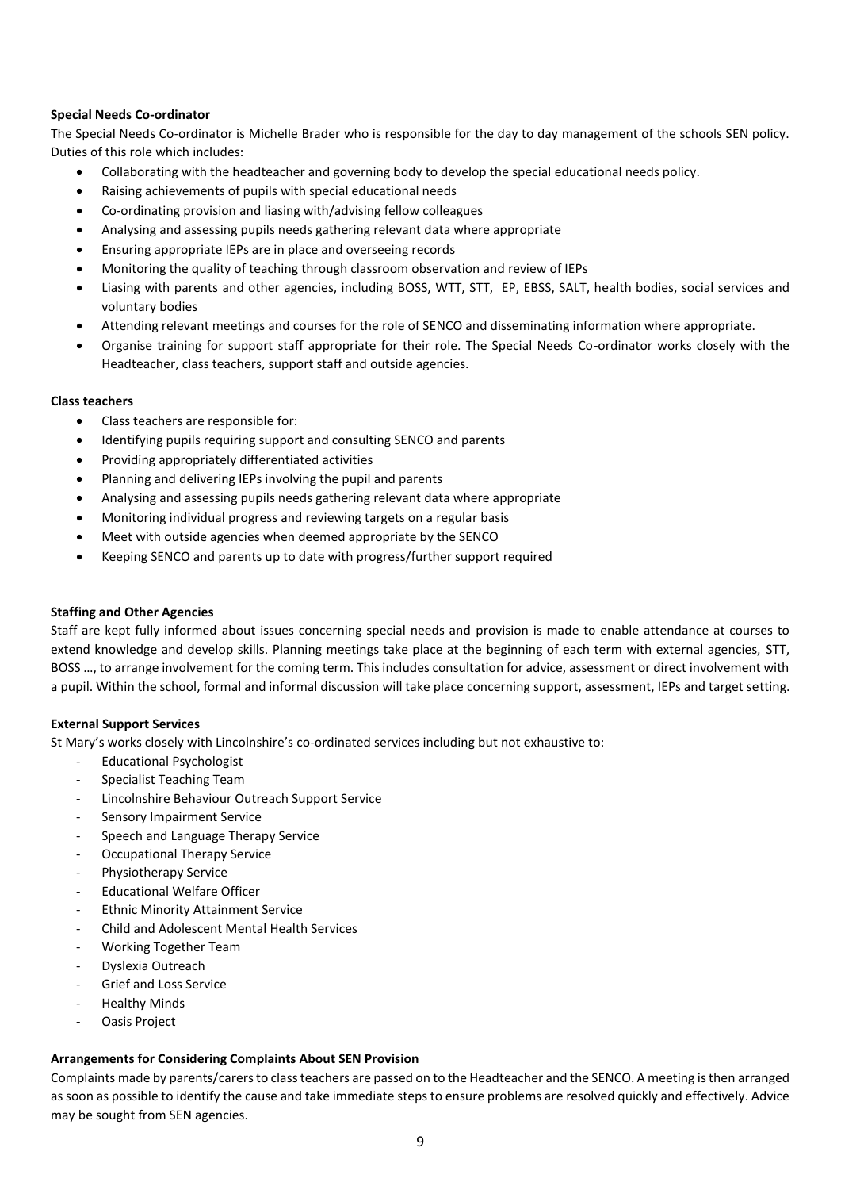**Special Needs Co-ordinator**

The Special Needs Co-ordinator is Michelle Brader who is responsible for the day to day management of the schools SEN policy. Duties of this role which includes:

- Collaborating with the headteacher and governing body to develop the special educational needs policy.
- Raising achievements of pupils with special educational needs
- Co-ordinating provision and liasing with/advising fellow colleagues
- Analysing and assessing pupils needs gathering relevant data where appropriate
- Ensuring appropriate IEPs are in place and overseeing records
- Monitoring the quality of teaching through classroom observation and review of IEPs
- Liasing with parents and other agencies, including BOSS, WTT, STT, EP, EBSS, SALT, health bodies, social services and voluntary bodies
- Attending relevant meetings and courses for the role of SENCO and disseminating information where appropriate.
- Organise training for support staff appropriate for their role. The Special Needs Co-ordinator works closely with the Headteacher, class teachers, support staff and outside agencies.

**Class teachers**

- Class teachers are responsible for:
- Identifying pupils requiring support and consulting SENCO and parents
- Providing appropriately differentiated activities
- Planning and delivering IEPs involving the pupil and parents
- Analysing and assessing pupils needs gathering relevant data where appropriate
- Monitoring individual progress and reviewing targets on a regular basis
- Meet with outside agencies when deemed appropriate by the SENCO
- Keeping SENCO and parents up to date with progress/further support required

**Staffing and Other Agencies**

Staff are kept fully informed about issues concerning special needs and provision is made to enable attendance at courses to extend knowledge and develop skills. Planning meetings take place at the beginning of each term with external agencies, STT, BOSS …, to arrange involvement for the coming term. This includes consultation for advice, assessment or direct involvement with a pupil. Within the school, formal and informal discussion will take place concerning support, assessment, IEPs and target setting.

**External Support Services**

St Mary's works closely with Lincolnshire's co-ordinated services including but not exhaustive to:

- Educational Psychologist
- Specialist Teaching Team
- Lincolnshire Behaviour Outreach Support Service
- Sensory Impairment Service
- Speech and Language Therapy Service
- Occupational Therapy Service
- Physiotherapy Service
- Educational Welfare Officer
- Ethnic Minority Attainment Service
- Child and Adolescent Mental Health Services
- Working Together Team
- Dyslexia Outreach
- Grief and Loss Service
- Healthy Minds
- Oasis Project

**Arrangements for Considering Complaints About SEN Provision**

Complaints made by parents/carers to class teachers are passed on to the Headteacher and the SENCO. A meeting is then arranged as soon as possible to identify the cause and take immediate steps to ensure problems are resolved quickly and effectively. Advice may be sought from SEN agencies.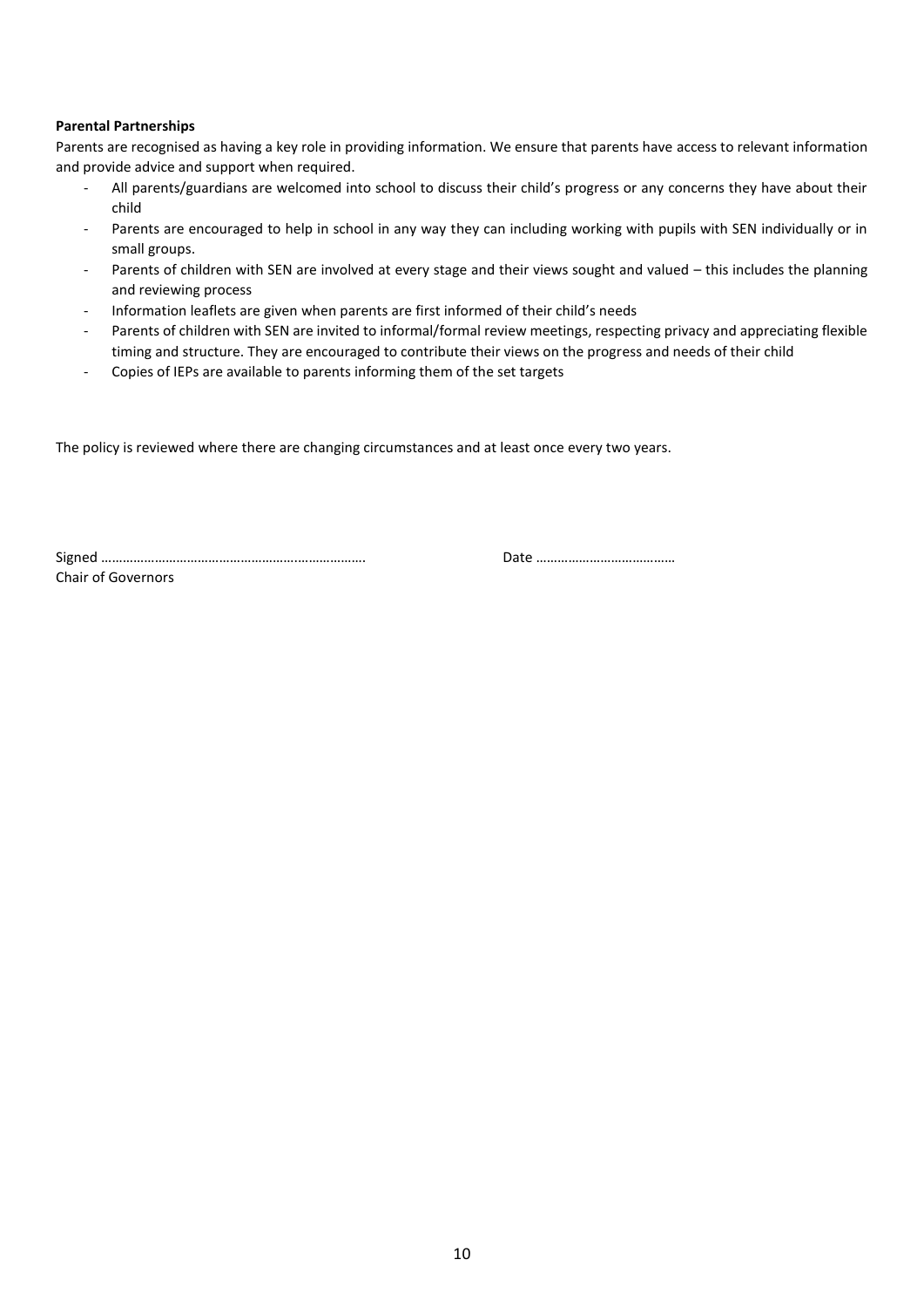**Parental Partnerships**

Parents are recognised as having a key role in providing information. We ensure that parents have access to relevant information and provide advice and support when required.

- All parents/guardians are welcomed into school to discuss their child's progress or any concerns they have about their child
- Parents are encouraged to help in school in any way they can including working with pupils with SEN individually or in small groups.
- Parents of children with SEN are involved at every stage and their views sought and valued – this includes the planning and reviewing process
- Information leaflets are given when parents are first informed of their child's needs
- Parents of children with SEN are invited to informal/formal review meetings, respecting privacy and appreciating flexible timing and structure. They are encouraged to contribute their views on the progress and needs of their child
- Copies of IEPs are available to parents informing them of the set targets

The policy is reviewed where there are changing circumstances and at least once every two years.

Signed ………………………………………………………………. Date …………………………………

Chair of Governors